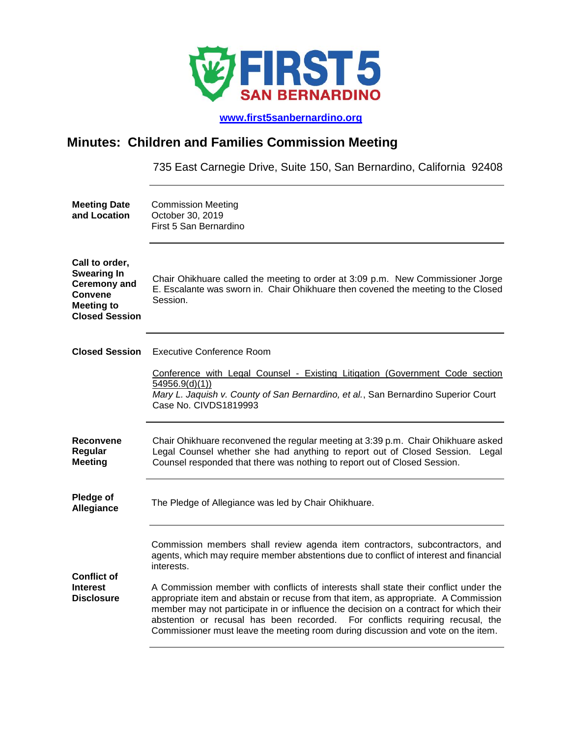**FIRST 5 SAN BERNARDINO**

www.first5sanbernardino.org

# Minutes: Children and Families Commission Meeting

735 East Carnegie Drive, Suite 150, San Bernardino, California 92408

---

**Meeting Date and Location**

Commission Meeting
October 30, 2019
First 5 San Bernardino

---

**Call to order, Swearing In Ceremony and Convene Meeting to Closed Session**

Chair Ohikhuare called the meeting to order at 3:09 p.m. New Commissioner Jorge E. Escalante was sworn in. Chair Ohikhuare then covened the meeting to the Closed Session.

---

**Closed Session**

Executive Conference Room

Conference with Legal Counsel - Existing Litigation (Government Code section 54956.9(d)(1))
*Mary L. Jaquish v. County of San Bernardino, et al.*, San Bernardino Superior Court Case No. CIVDS1819993

---

**Reconvene Regular Meeting**

Chair Ohikhuare reconvened the regular meeting at 3:39 p.m. Chair Ohikhuare asked Legal Counsel whether she had anything to report out of Closed Session. Legal Counsel responded that there was nothing to report out of Closed Session.

---

**Pledge of Allegiance**

The Pledge of Allegiance was led by Chair Ohikhuare.

---

**Conflict of Interest Disclosure**

Commission members shall review agenda item contractors, subcontractors, and agents, which may require member abstentions due to conflict of interest and financial interests.

A Commission member with conflicts of interests shall state their conflict under the appropriate item and abstain or recuse from that item, as appropriate. A Commission member may not participate in or influence the decision on a contract for which their abstention or recusal has been recorded. For conflicts requiring recusal, the Commissioner must leave the meeting room during discussion and vote on the item.

---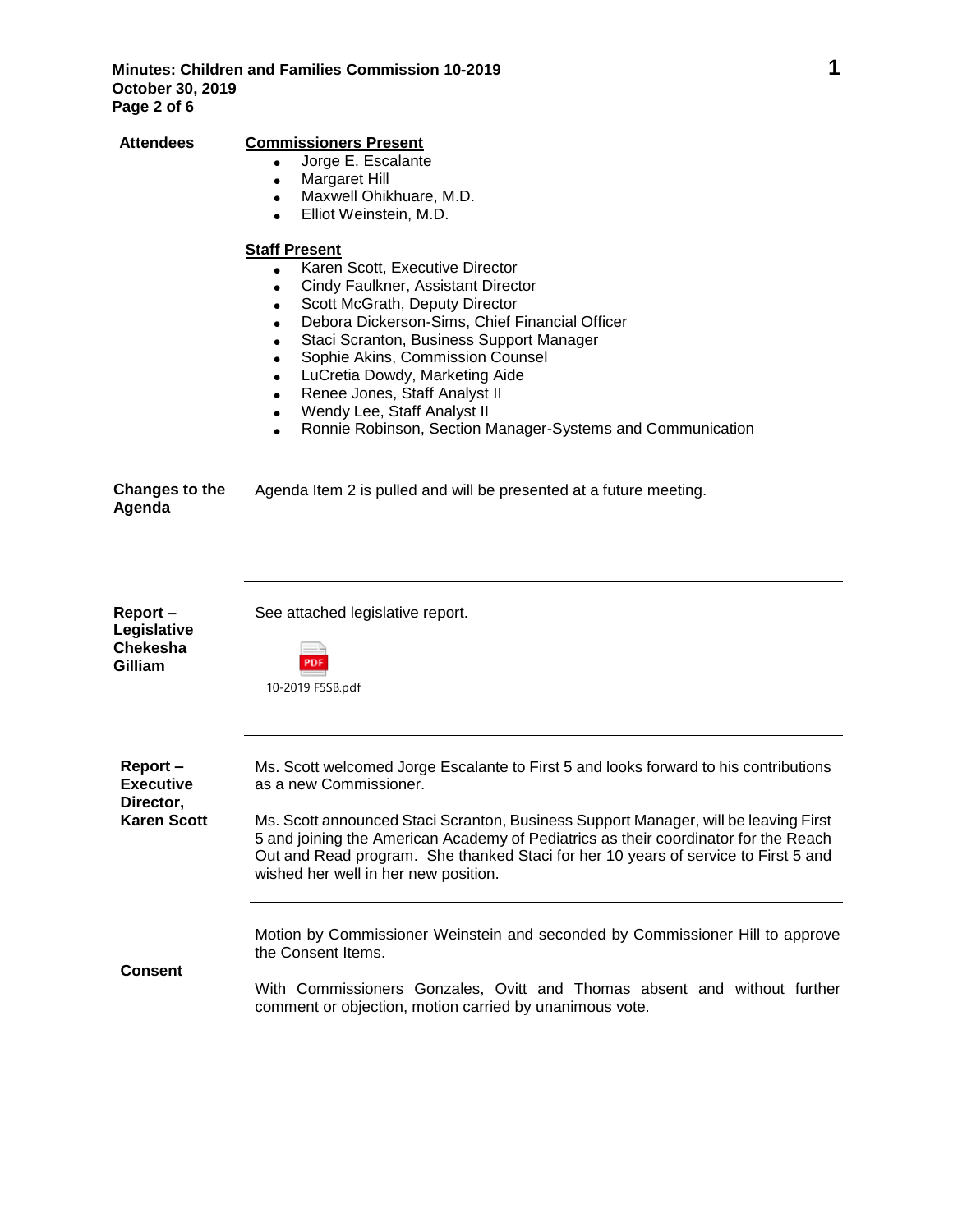**Attendees**

**Commissioners Present**

- Jorge E. Escalante
- Margaret Hill
- Maxwell Ohikhuare, M.D.
- Elliot Weinstein, M.D.

**Staff Present**

- Karen Scott, Executive Director
- Cindy Faulkner, Assistant Director
- Scott McGrath, Deputy Director
- Debora Dickerson-Sims, Chief Financial Officer
- Staci Scranton, Business Support Manager
- Sophie Akins, Commission Counsel
- LuCretia Dowdy, Marketing Aide
- Renee Jones, Staff Analyst II
- Wendy Lee, Staff Analyst II
- Ronnie Robinson, Section Manager-Systems and Communication

---

**Changes to the Agenda**

Agenda Item 2 is pulled and will be presented at a future meeting.

---

**Report – Legislative Chekesha Gilliam**

See attached legislative report.

10-2019 F5SB.pdf

---

**Report – Executive Director, Karen Scott**

Ms. Scott welcomed Jorge Escalante to First 5 and looks forward to his contributions as a new Commissioner.

Ms. Scott announced Staci Scranton, Business Support Manager, will be leaving First 5 and joining the American Academy of Pediatrics as their coordinator for the Reach Out and Read program. She thanked Staci for her 10 years of service to First 5 and wished her well in her new position.

---

**Consent**

Motion by Commissioner Weinstein and seconded by Commissioner Hill to approve the Consent Items.

With Commissioners Gonzales, Ovitt and Thomas absent and without further comment or objection, motion carried by unanimous vote.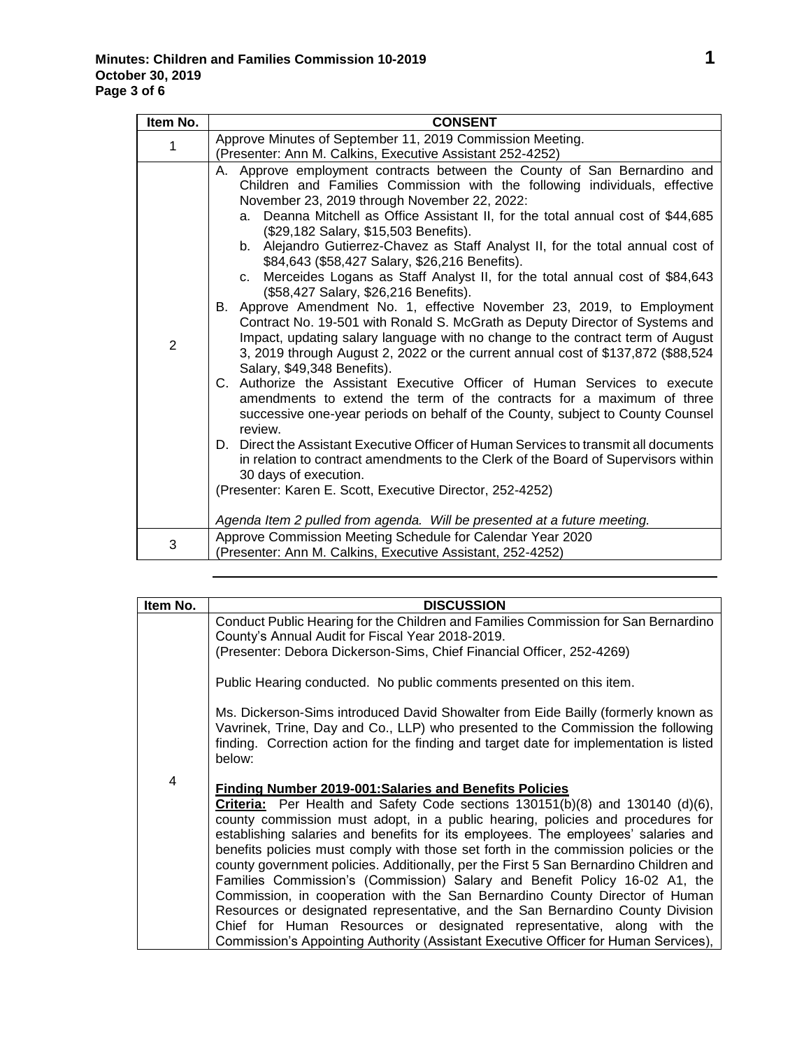| Item No. | CONSENT |
|---|---|
| 1 | Approve Minutes of September 11, 2019 Commission Meeting.<br>(Presenter: Ann M. Calkins, Executive Assistant 252-4252) |
| 2 | A. Approve employment contracts between the County of San Bernardino and Children and Families Commission with the following individuals, effective November 23, 2019 through November 22, 2022:<br>a. Deanna Mitchell as Office Assistant II, for the total annual cost of $44,685 ($29,182 Salary, $15,503 Benefits).<br>b. Alejandro Gutierrez-Chavez as Staff Analyst II, for the total annual cost of $84,643 ($58,427 Salary, $26,216 Benefits).<br>c. Merceides Logans as Staff Analyst II, for the total annual cost of $84,643 ($58,427 Salary, $26,216 Benefits).<br>B. Approve Amendment No. 1, effective November 23, 2019, to Employment Contract No. 19-501 with Ronald S. McGrath as Deputy Director of Systems and Impact, updating salary language with no change to the contract term of August 3, 2019 through August 2, 2022 or the current annual cost of $137,872 ($88,524 Salary, $49,348 Benefits).<br>C. Authorize the Assistant Executive Officer of Human Services to execute amendments to extend the term of the contracts for a maximum of three successive one-year periods on behalf of the County, subject to County Counsel review.<br>D. Direct the Assistant Executive Officer of Human Services to transmit all documents in relation to contract amendments to the Clerk of the Board of Supervisors within 30 days of execution.<br>(Presenter: Karen E. Scott, Executive Director, 252-4252)<br><br>*Agenda Item 2 pulled from agenda. Will be presented at a future meeting.* |
| 3 | Approve Commission Meeting Schedule for Calendar Year 2020<br>(Presenter: Ann M. Calkins, Executive Assistant, 252-4252) |

| Item No. | DISCUSSION |
|---|---|
| 4 | Conduct Public Hearing for the Children and Families Commission for San Bernardino County's Annual Audit for Fiscal Year 2018-2019.<br>(Presenter: Debora Dickerson-Sims, Chief Financial Officer, 252-4269)<br><br>Public Hearing conducted. No public comments presented on this item.<br><br>Ms. Dickerson-Sims introduced David Showalter from Eide Bailly (formerly known as Vavrinek, Trine, Day and Co., LLP) who presented to the Commission the following finding. Correction action for the finding and target date for implementation is listed below:<br><br>**<u>Finding Number 2019-001:Salaries and Benefits Policies</u>**<br>**<u>Criteria:</u>** Per Health and Safety Code sections 130151(b)(8) and 130140 (d)(6), county commission must adopt, in a public hearing, policies and procedures for establishing salaries and benefits for its employees. The employees' salaries and benefits policies must comply with those set forth in the commission policies or the county government policies. Additionally, per the First 5 San Bernardino Children and Families Commission's (Commission) Salary and Benefit Policy 16-02 A1, the Commission, in cooperation with the San Bernardino County Director of Human Resources or designated representative, and the San Bernardino County Division Chief for Human Resources or designated representative, along with the Commission's Appointing Authority (Assistant Executive Officer for Human Services), |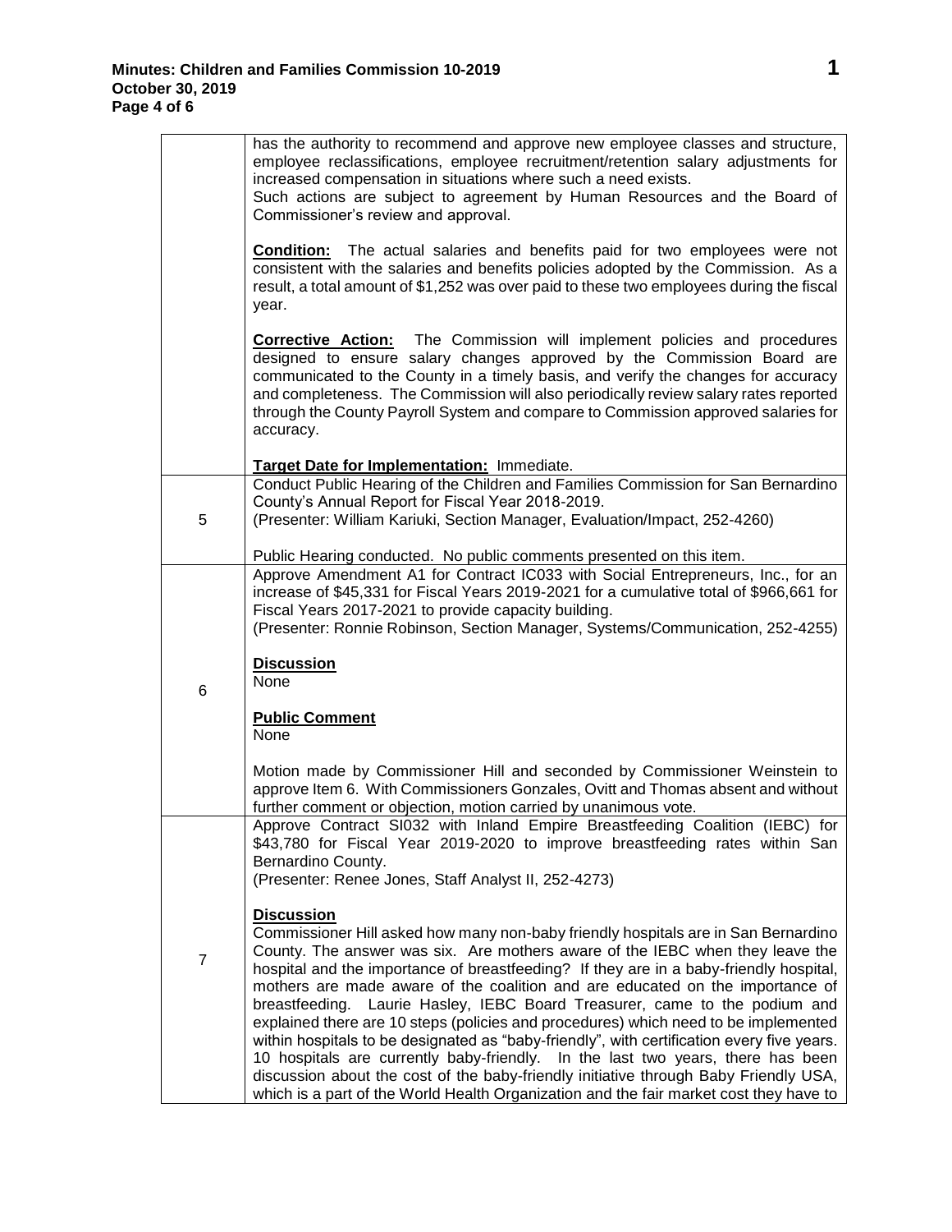| | |
|---|---|
| | has the authority to recommend and approve new employee classes and structure, employee reclassifications, employee recruitment/retention salary adjustments for increased compensation in situations where such a need exists.<br>Such actions are subject to agreement by Human Resources and the Board of Commissioner's review and approval.<br><br>**Condition:** The actual salaries and benefits paid for two employees were not consistent with the salaries and benefits policies adopted by the Commission. As a result, a total amount of $1,252 was over paid to these two employees during the fiscal year.<br><br>**Corrective Action:** The Commission will implement policies and procedures designed to ensure salary changes approved by the Commission Board are communicated to the County in a timely basis, and verify the changes for accuracy and completeness. The Commission will also periodically review salary rates reported through the County Payroll System and compare to Commission approved salaries for accuracy.<br><br>**Target Date for Implementation:** Immediate. |
| 5 | Conduct Public Hearing of the Children and Families Commission for San Bernardino County's Annual Report for Fiscal Year 2018-2019.<br>(Presenter: William Kariuki, Section Manager, Evaluation/Impact, 252-4260)<br><br>Public Hearing conducted. No public comments presented on this item. |
| 6 | Approve Amendment A1 for Contract IC033 with Social Entrepreneurs, Inc., for an increase of $45,331 for Fiscal Years 2019-2021 for a cumulative total of $966,661 for Fiscal Years 2017-2021 to provide capacity building.<br>(Presenter: Ronnie Robinson, Section Manager, Systems/Communication, 252-4255)<br><br>**Discussion**<br>None<br><br>**Public Comment**<br>None<br><br>Motion made by Commissioner Hill and seconded by Commissioner Weinstein to approve Item 6. With Commissioners Gonzales, Ovitt and Thomas absent and without further comment or objection, motion carried by unanimous vote. |
| 7 | Approve Contract SI032 with Inland Empire Breastfeeding Coalition (IEBC) for $43,780 for Fiscal Year 2019-2020 to improve breastfeeding rates within San Bernardino County.<br>(Presenter: Renee Jones, Staff Analyst II, 252-4273)<br><br>**Discussion**<br>Commissioner Hill asked how many non-baby friendly hospitals are in San Bernardino County. The answer was six. Are mothers aware of the IEBC when they leave the hospital and the importance of breastfeeding? If they are in a baby-friendly hospital, mothers are made aware of the coalition and are educated on the importance of breastfeeding. Laurie Hasley, IEBC Board Treasurer, came to the podium and explained there are 10 steps (policies and procedures) which need to be implemented within hospitals to be designated as "baby-friendly", with certification every five years. 10 hospitals are currently baby-friendly. In the last two years, there has been discussion about the cost of the baby-friendly initiative through Baby Friendly USA, which is a part of the World Health Organization and the fair market cost they have to |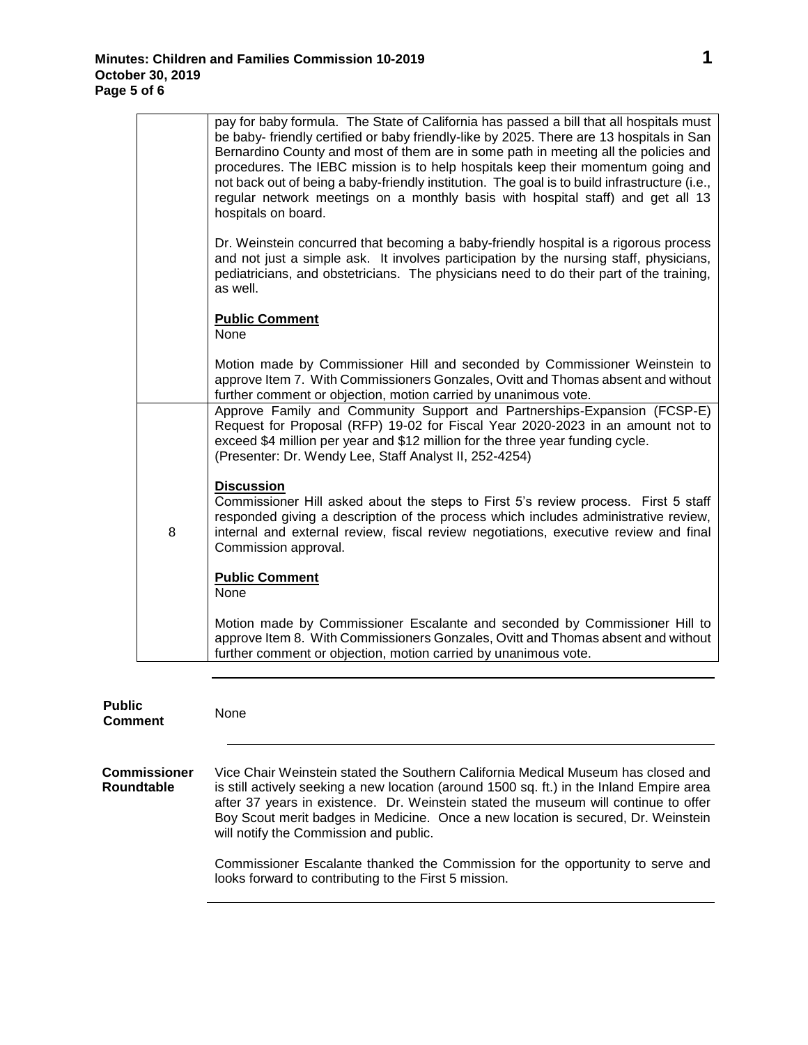| | |
|---|---|
| | pay for baby formula. The State of California has passed a bill that all hospitals must be baby- friendly certified or baby friendly-like by 2025. There are 13 hospitals in San Bernardino County and most of them are in some path in meeting all the policies and procedures. The IEBC mission is to help hospitals keep their momentum going and not back out of being a baby-friendly institution. The goal is to build infrastructure (i.e., regular network meetings on a monthly basis with hospital staff) and get all 13 hospitals on board.<br><br>Dr. Weinstein concurred that becoming a baby-friendly hospital is a rigorous process and not just a simple ask. It involves participation by the nursing staff, physicians, pediatricians, and obstetricians. The physicians need to do their part of the training, as well.<br><br>**Public Comment**<br>None<br><br>Motion made by Commissioner Hill and seconded by Commissioner Weinstein to approve Item 7. With Commissioners Gonzales, Ovitt and Thomas absent and without further comment or objection, motion carried by unanimous vote. |
| 8 | Approve Family and Community Support and Partnerships-Expansion (FCSP-E) Request for Proposal (RFP) 19-02 for Fiscal Year 2020-2023 in an amount not to exceed $4 million per year and $12 million for the three year funding cycle.<br>(Presenter: Dr. Wendy Lee, Staff Analyst II, 252-4254)<br><br>**Discussion**<br>Commissioner Hill asked about the steps to First 5's review process. First 5 staff responded giving a description of the process which includes administrative review, internal and external review, fiscal review negotiations, executive review and final Commission approval.<br><br>**Public Comment**<br>None<br><br>Motion made by Commissioner Escalante and seconded by Commissioner Hill to approve Item 8. With Commissioners Gonzales, Ovitt and Thomas absent and without further comment or objection, motion carried by unanimous vote. |

**Public Comment**

None

**Commissioner Roundtable**

Vice Chair Weinstein stated the Southern California Medical Museum has closed and is still actively seeking a new location (around 1500 sq. ft.) in the Inland Empire area after 37 years in existence. Dr. Weinstein stated the museum will continue to offer Boy Scout merit badges in Medicine. Once a new location is secured, Dr. Weinstein will notify the Commission and public.

Commissioner Escalante thanked the Commission for the opportunity to serve and looks forward to contributing to the First 5 mission.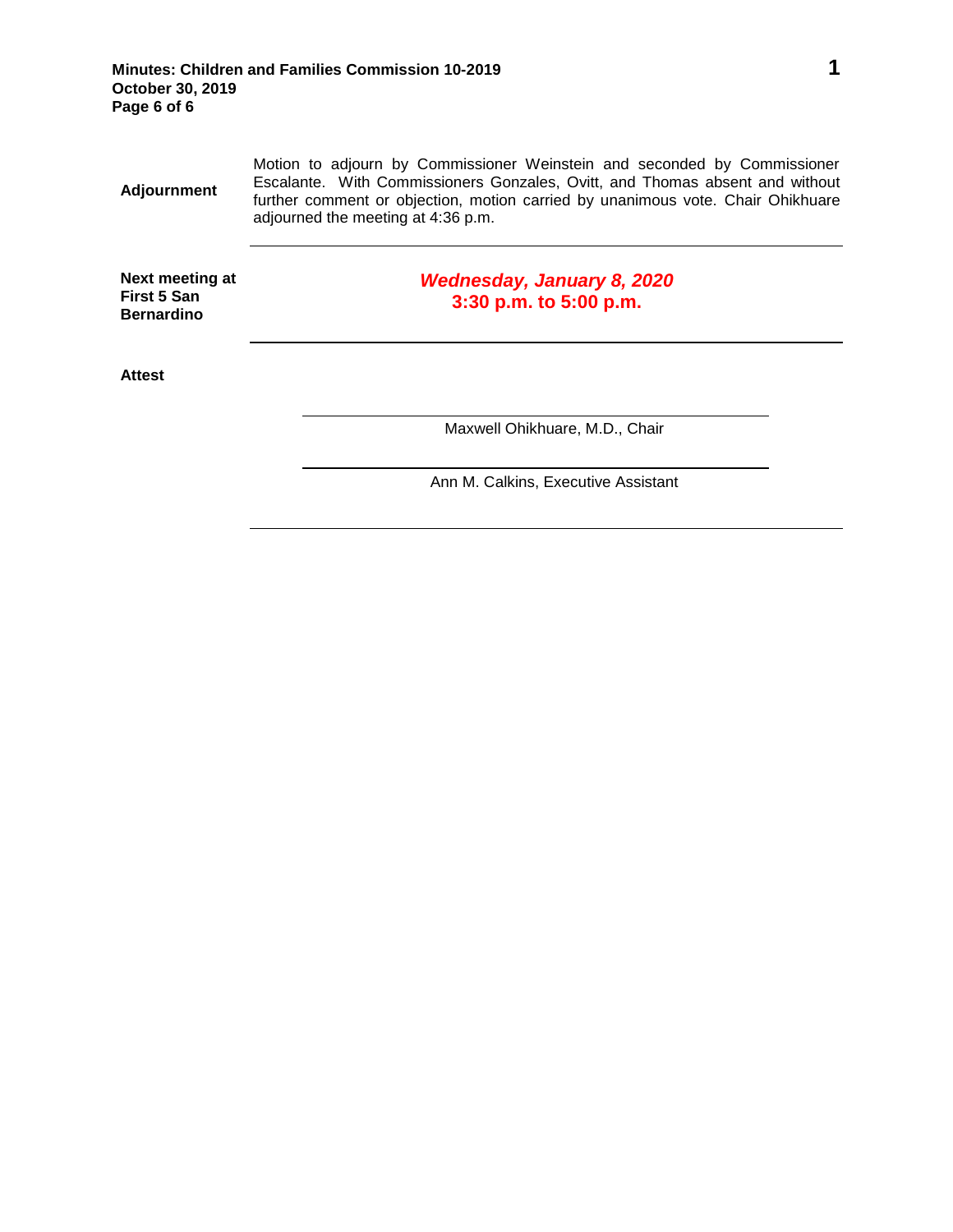| | |
|---|---|
| **Adjournment** | Motion to adjourn by Commissioner Weinstein and seconded by Commissioner Escalante. With Commissioners Gonzales, Ovitt, and Thomas absent and without further comment or objection, motion carried by unanimous vote. Chair Ohikhuare adjourned the meeting at 4:36 p.m. |
| **Next meeting at First 5 San Bernardino** | ***Wednesday, January 8, 2020*** **3:30 p.m. to 5:00 p.m.** |
| **Attest** | |

\_\_\_\_\_\_\_\_\_\_\_\_\_\_\_\_\_\_\_\_\_\_\_\_\_\_\_\_\_\_\_\_\_\_\_\_\_\_\_\_

Maxwell Ohikhuare, M.D., Chair

\_\_\_\_\_\_\_\_\_\_\_\_\_\_\_\_\_\_\_\_\_\_\_\_\_\_\_\_\_\_\_\_\_\_\_\_\_\_\_\_

Ann M. Calkins, Executive Assistant